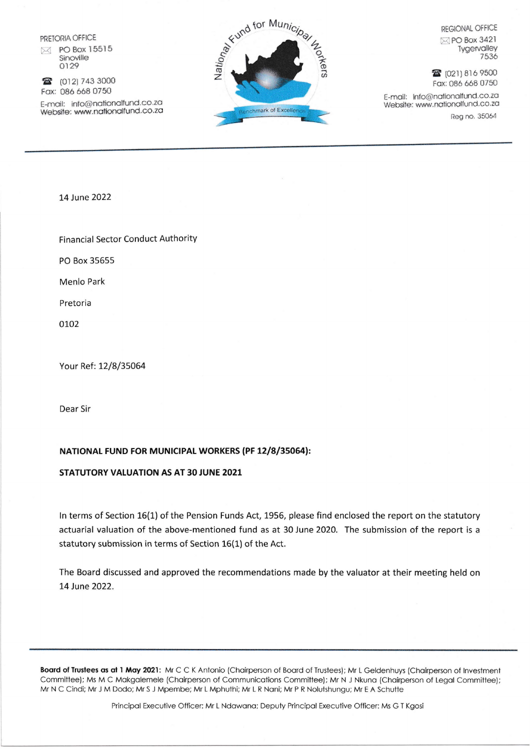PRETORIA OFFICE
PO Box 15515
Sinoville
0129

(012) 743 3000
Fax: 086 668 0750
E-mail: info@nationalfund.co.za
Website: www.nationalfund.co.za

National Fund for Municipal Workers
Benchmark of Excellence

REGIONAL OFFICE
PO Box 3421
Tygervalley
7536

(021) 816 9500
Fax: 086 668 0750
E-mail: info@nationalfund.co.za
Website: www.nationalfund.co.za
Reg no. 35064

14 June 2022

Financial Sector Conduct Authority

PO Box 35655

Menlo Park

Pretoria

0102

Your Ref: 12/8/35064

Dear Sir

**NATIONAL FUND FOR MUNICIPAL WORKERS (PF 12/8/35064):**

**STATUTORY VALUATION AS AT 30 JUNE 2021**

In terms of Section 16(1) of the Pension Funds Act, 1956, please find enclosed the report on the statutory actuarial valuation of the above-mentioned fund as at 30 June 2020. The submission of the report is a statutory submission in terms of Section 16(1) of the Act.

The Board discussed and approved the recommendations made by the valuator at their meeting held on 14 June 2022.

**Board of Trustees as at 1 May 2021:** Mr C C K Antonio (Chairperson of Board of Trustees); Mr L Geldenhuys (Chairperson of Investment Committee); Ms M C Makgalemele (Chairperson of Communications Committee); Mr N J Nkuna (Chairperson of Legal Committee); Mr N C Cindi; Mr J M Dodo; Mr S J Mpembe; Mr L Mphuthi; Mr L R Nani; Mr P R Nolutshungu; Mr E A Schutte

Principal Executive Officer: Mr L Ndawana; Deputy Principal Executive Officer: Ms G T Kgosi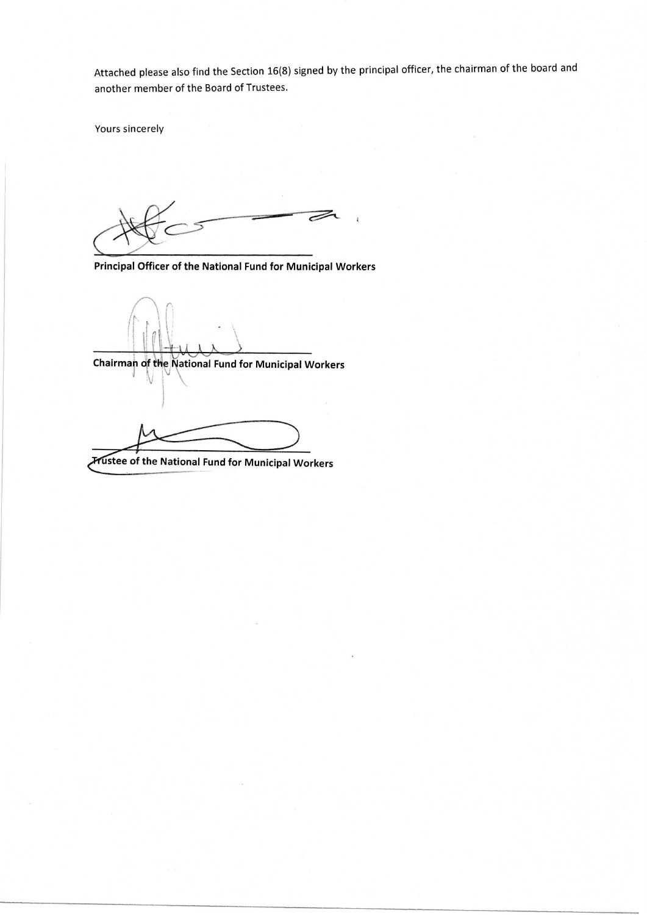Attached please also find the Section 16(8) signed by the principal officer, the chairman of the board and another member of the Board of Trustees.

Yours sincerely

**Principal Officer of the National Fund for Municipal Workers**

**Chairman of the National Fund for Municipal Workers**

**Trustee of the National Fund for Municipal Workers**